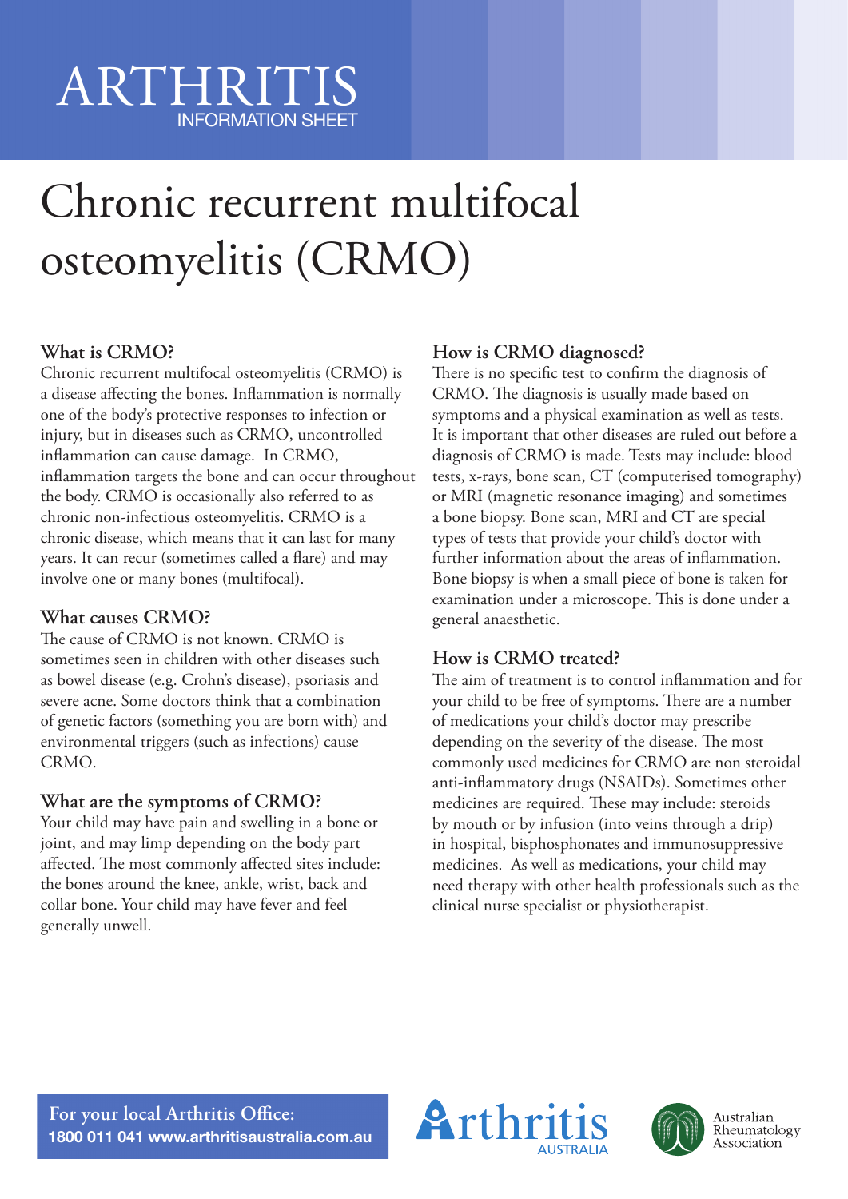ARTHRITIS
INFORMATION SHEET

# Chronic recurrent multifocal osteomyelitis (CRMO)

### What is CRMO?

Chronic recurrent multifocal osteomyelitis (CRMO) is a disease affecting the bones. Inflammation is normally one of the body's protective responses to infection or injury, but in diseases such as CRMO, uncontrolled inflammation can cause damage. In CRMO, inflammation targets the bone and can occur throughout the body. CRMO is occasionally also referred to as chronic non-infectious osteomyelitis. CRMO is a chronic disease, which means that it can last for many years. It can recur (sometimes called a flare) and may involve one or many bones (multifocal).

### What causes CRMO?

The cause of CRMO is not known. CRMO is sometimes seen in children with other diseases such as bowel disease (e.g. Crohn's disease), psoriasis and severe acne. Some doctors think that a combination of genetic factors (something you are born with) and environmental triggers (such as infections) cause CRMO.

### What are the symptoms of CRMO?

Your child may have pain and swelling in a bone or joint, and may limp depending on the body part affected. The most commonly affected sites include: the bones around the knee, ankle, wrist, back and collar bone. Your child may have fever and feel generally unwell.

### How is CRMO diagnosed?

There is no specific test to confirm the diagnosis of CRMO. The diagnosis is usually made based on symptoms and a physical examination as well as tests. It is important that other diseases are ruled out before a diagnosis of CRMO is made. Tests may include: blood tests, x-rays, bone scan, CT (computerised tomography) or MRI (magnetic resonance imaging) and sometimes a bone biopsy. Bone scan, MRI and CT are special types of tests that provide your child's doctor with further information about the areas of inflammation. Bone biopsy is when a small piece of bone is taken for examination under a microscope. This is done under a general anaesthetic.

### How is CRMO treated?

The aim of treatment is to control inflammation and for your child to be free of symptoms. There are a number of medications your child's doctor may prescribe depending on the severity of the disease. The most commonly used medicines for CRMO are non steroidal anti-inflammatory drugs (NSAIDs). Sometimes other medicines are required. These may include: steroids by mouth or by infusion (into veins through a drip) in hospital, bisphosphonates and immunosuppressive medicines. As well as medications, your child may need therapy with other health professionals such as the clinical nurse specialist or physiotherapist.

**For your local Arthritis Office:**
**1800 011 041 www.arthritisaustralia.com.au**

Arthritis AUSTRALIA

Australian Rheumatology Association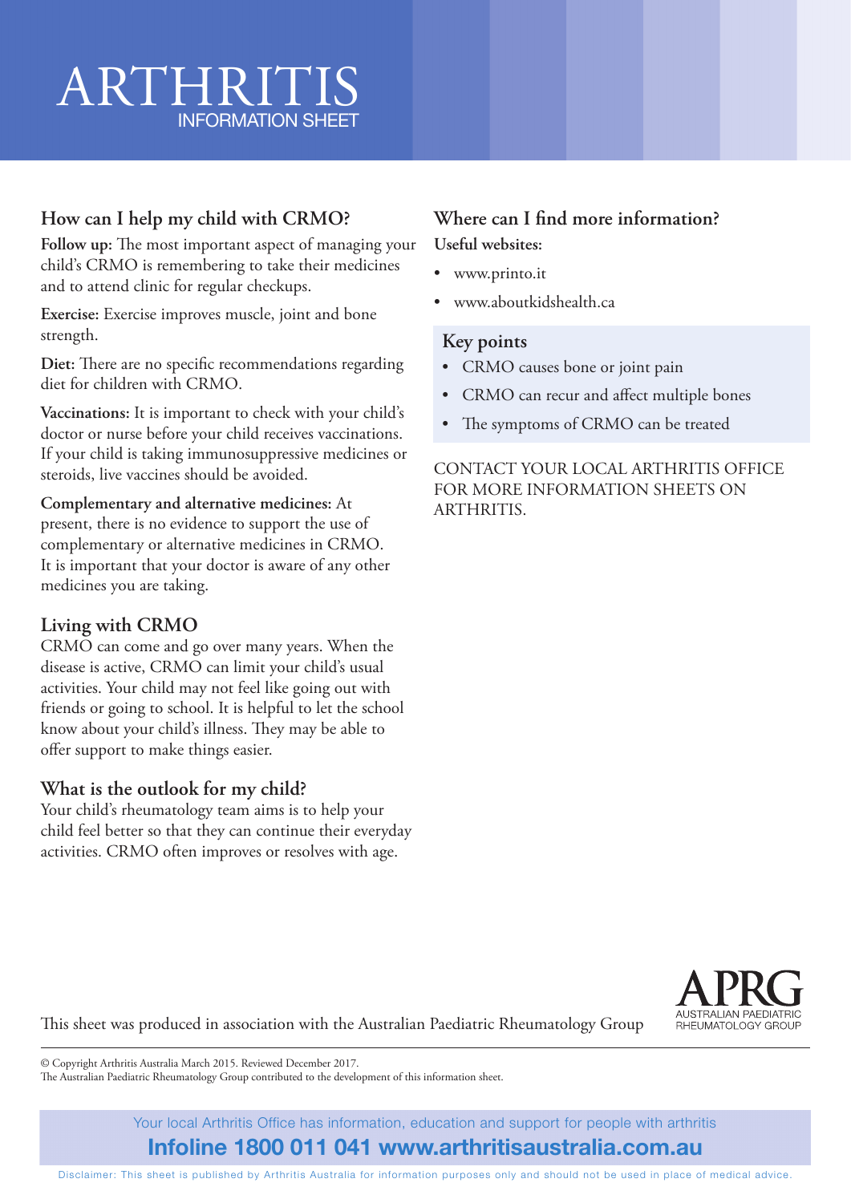# ARTHRITIS

INFORMATION SHEET

## How can I help my child with CRMO?

**Follow up:** The most important aspect of managing your child's CRMO is remembering to take their medicines and to attend clinic for regular checkups.

**Exercise:** Exercise improves muscle, joint and bone strength.

**Diet:** There are no specific recommendations regarding diet for children with CRMO.

**Vaccinations:** It is important to check with your child's doctor or nurse before your child receives vaccinations. If your child is taking immunosuppressive medicines or steroids, live vaccines should be avoided.

**Complementary and alternative medicines:** At present, there is no evidence to support the use of complementary or alternative medicines in CRMO. It is important that your doctor is aware of any other medicines you are taking.

## Living with CRMO

CRMO can come and go over many years. When the disease is active, CRMO can limit your child's usual activities. Your child may not feel like going out with friends or going to school. It is helpful to let the school know about your child's illness. They may be able to offer support to make things easier.

## What is the outlook for my child?

Your child's rheumatology team aims is to help your child feel better so that they can continue their everyday activities. CRMO often improves or resolves with age.

## Where can I find more information?

**Useful websites:**

- www.printo.it
- www.aboutkidshealth.ca

### Key points

- CRMO causes bone or joint pain
- CRMO can recur and affect multiple bones
- The symptoms of CRMO can be treated

CONTACT YOUR LOCAL ARTHRITIS OFFICE FOR MORE INFORMATION SHEETS ON ARTHRITIS.

This sheet was produced in association with the Australian Paediatric Rheumatology Group

APRG AUSTRALIAN PAEDIATRIC RHEUMATOLOGY GROUP

© Copyright Arthritis Australia March 2015. Reviewed December 2017.
The Australian Paediatric Rheumatology Group contributed to the development of this information sheet.

Your local Arthritis Office has information, education and support for people with arthritis

**Infoline 1800 011 041 www.arthritisaustralia.com.au**

Disclaimer: This sheet is published by Arthritis Australia for information purposes only and should not be used in place of medical advice.